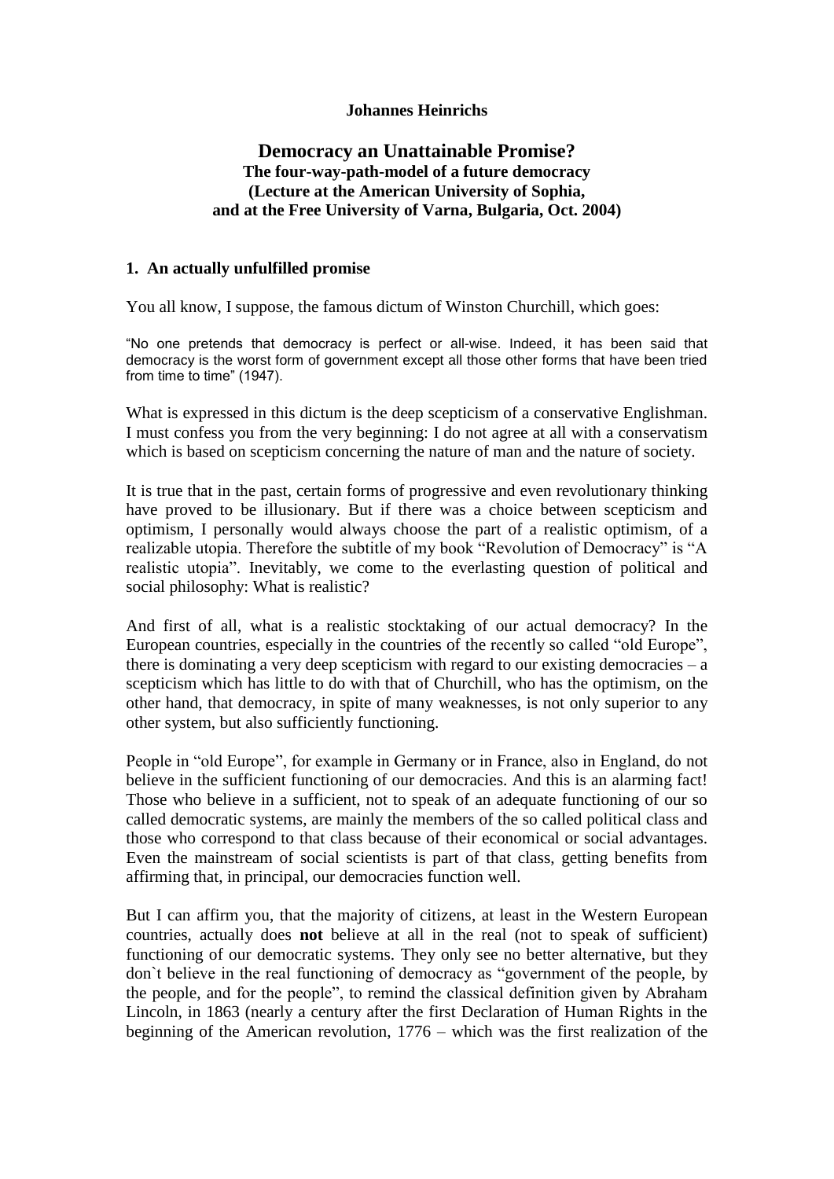**Johannes Heinrichs**

# Democracy an Unattainable Promise?

**The four-way-path-model of a future democracy**
**(Lecture at the American University of Sophia, and at the Free University of Varna, Bulgaria, Oct. 2004)**

## 1. An actually unfulfilled promise

You all know, I suppose, the famous dictum of Winston Churchill, which goes:

"No one pretends that democracy is perfect or all-wise. Indeed, it has been said that democracy is the worst form of government except all those other forms that have been tried from time to time" (1947).

What is expressed in this dictum is the deep scepticism of a conservative Englishman. I must confess you from the very beginning: I do not agree at all with a conservatism which is based on scepticism concerning the nature of man and the nature of society.

It is true that in the past, certain forms of progressive and even revolutionary thinking have proved to be illusionary. But if there was a choice between scepticism and optimism, I personally would always choose the part of a realistic optimism, of a realizable utopia. Therefore the subtitle of my book "Revolution of Democracy" is "A realistic utopia". Inevitably, we come to the everlasting question of political and social philosophy: What is realistic?

And first of all, what is a realistic stocktaking of our actual democracy? In the European countries, especially in the countries of the recently so called "old Europe", there is dominating a very deep scepticism with regard to our existing democracies – a scepticism which has little to do with that of Churchill, who has the optimism, on the other hand, that democracy, in spite of many weaknesses, is not only superior to any other system, but also sufficiently functioning.

People in "old Europe", for example in Germany or in France, also in England, do not believe in the sufficient functioning of our democracies. And this is an alarming fact! Those who believe in a sufficient, not to speak of an adequate functioning of our so called democratic systems, are mainly the members of the so called political class and those who correspond to that class because of their economical or social advantages. Even the mainstream of social scientists is part of that class, getting benefits from affirming that, in principal, our democracies function well.

But I can affirm you, that the majority of citizens, at least in the Western European countries, actually does **not** believe at all in the real (not to speak of sufficient) functioning of our democratic systems. They only see no better alternative, but they don`t believe in the real functioning of democracy as "government of the people, by the people, and for the people", to remind the classical definition given by Abraham Lincoln, in 1863 (nearly a century after the first Declaration of Human Rights in the beginning of the American revolution, 1776 – which was the first realization of the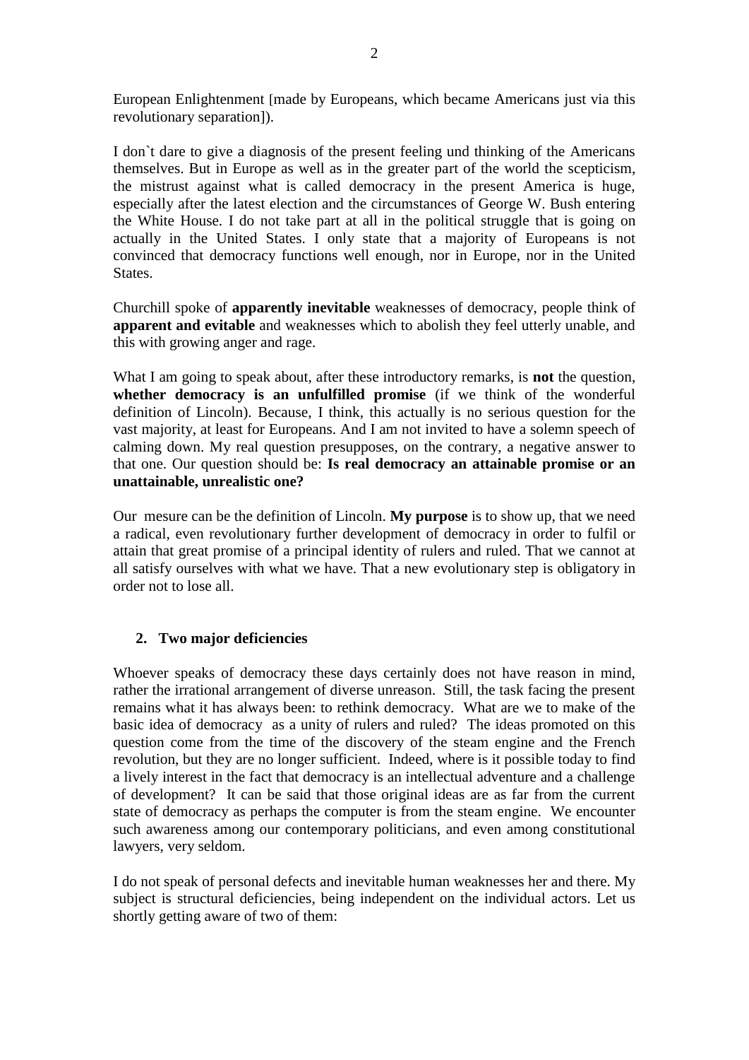European Enlightenment [made by Europeans, which became Americans just via this revolutionary separation]).

I don`t dare to give a diagnosis of the present feeling und thinking of the Americans themselves. But in Europe as well as in the greater part of the world the scepticism, the mistrust against what is called democracy in the present America is huge, especially after the latest election and the circumstances of George W. Bush entering the White House. I do not take part at all in the political struggle that is going on actually in the United States. I only state that a majority of Europeans is not convinced that democracy functions well enough, nor in Europe, nor in the United States.

Churchill spoke of **apparently inevitable** weaknesses of democracy, people think of **apparent and evitable** and weaknesses which to abolish they feel utterly unable, and this with growing anger and rage.

What I am going to speak about, after these introductory remarks, is **not** the question, **whether democracy is an unfulfilled promise** (if we think of the wonderful definition of Lincoln). Because, I think, this actually is no serious question for the vast majority, at least for Europeans. And I am not invited to have a solemn speech of calming down. My real question presupposes, on the contrary, a negative answer to that one. Our question should be: **Is real democracy an attainable promise or an unattainable, unrealistic one?**

Our mesure can be the definition of Lincoln. **My purpose** is to show up, that we need a radical, even revolutionary further development of democracy in order to fulfil or attain that great promise of a principal identity of rulers and ruled. That we cannot at all satisfy ourselves with what we have. That a new evolutionary step is obligatory in order not to lose all.

## 2. Two major deficiencies

Whoever speaks of democracy these days certainly does not have reason in mind, rather the irrational arrangement of diverse unreason. Still, the task facing the present remains what it has always been: to rethink democracy. What are we to make of the basic idea of democracy as a unity of rulers and ruled? The ideas promoted on this question come from the time of the discovery of the steam engine and the French revolution, but they are no longer sufficient. Indeed, where is it possible today to find a lively interest in the fact that democracy is an intellectual adventure and a challenge of development? It can be said that those original ideas are as far from the current state of democracy as perhaps the computer is from the steam engine. We encounter such awareness among our contemporary politicians, and even among constitutional lawyers, very seldom.

I do not speak of personal defects and inevitable human weaknesses her and there. My subject is structural deficiencies, being independent on the individual actors. Let us shortly getting aware of two of them: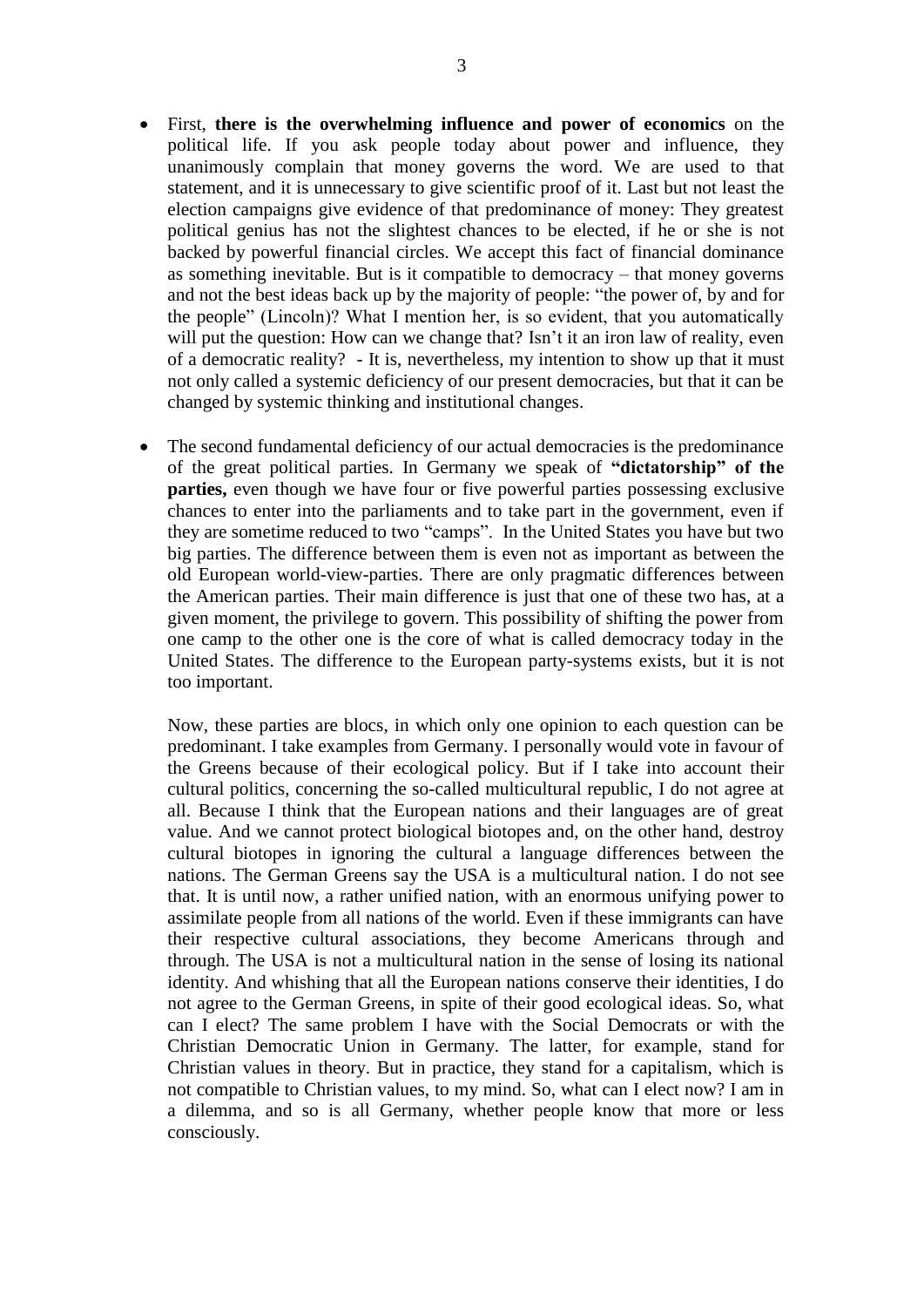- First, **there is the overwhelming influence and power of economics** on the political life. If you ask people today about power and influence, they unanimously complain that money governs the word. We are used to that statement, and it is unnecessary to give scientific proof of it. Last but not least the election campaigns give evidence of that predominance of money: They greatest political genius has not the slightest chances to be elected, if he or she is not backed by powerful financial circles. We accept this fact of financial dominance as something inevitable. But is it compatible to democracy – that money governs and not the best ideas back up by the majority of people: "the power of, by and for the people" (Lincoln)? What I mention her, is so evident, that you automatically will put the question: How can we change that? Isn't it an iron law of reality, even of a democratic reality? - It is, nevertheless, my intention to show up that it must not only called a systemic deficiency of our present democracies, but that it can be changed by systemic thinking and institutional changes.

- The second fundamental deficiency of our actual democracies is the predominance of the great political parties. In Germany we speak of **"dictatorship" of the parties,** even though we have four or five powerful parties possessing exclusive chances to enter into the parliaments and to take part in the government, even if they are sometime reduced to two "camps". In the United States you have but two big parties. The difference between them is even not as important as between the old European world-view-parties. There are only pragmatic differences between the American parties. Their main difference is just that one of these two has, at a given moment, the privilege to govern. This possibility of shifting the power from one camp to the other one is the core of what is called democracy today in the United States. The difference to the European party-systems exists, but it is not too important.

  Now, these parties are blocs, in which only one opinion to each question can be predominant. I take examples from Germany. I personally would vote in favour of the Greens because of their ecological policy. But if I take into account their cultural politics, concerning the so-called multicultural republic, I do not agree at all. Because I think that the European nations and their languages are of great value. And we cannot protect biological biotopes and, on the other hand, destroy cultural biotopes in ignoring the cultural a language differences between the nations. The German Greens say the USA is a multicultural nation. I do not see that. It is until now, a rather unified nation, with an enormous unifying power to assimilate people from all nations of the world. Even if these immigrants can have their respective cultural associations, they become Americans through and through. The USA is not a multicultural nation in the sense of losing its national identity. And whishing that all the European nations conserve their identities, I do not agree to the German Greens, in spite of their good ecological ideas. So, what can I elect? The same problem I have with the Social Democrats or with the Christian Democratic Union in Germany. The latter, for example, stand for Christian values in theory. But in practice, they stand for a capitalism, which is not compatible to Christian values, to my mind. So, what can I elect now? I am in a dilemma, and so is all Germany, whether people know that more or less consciously.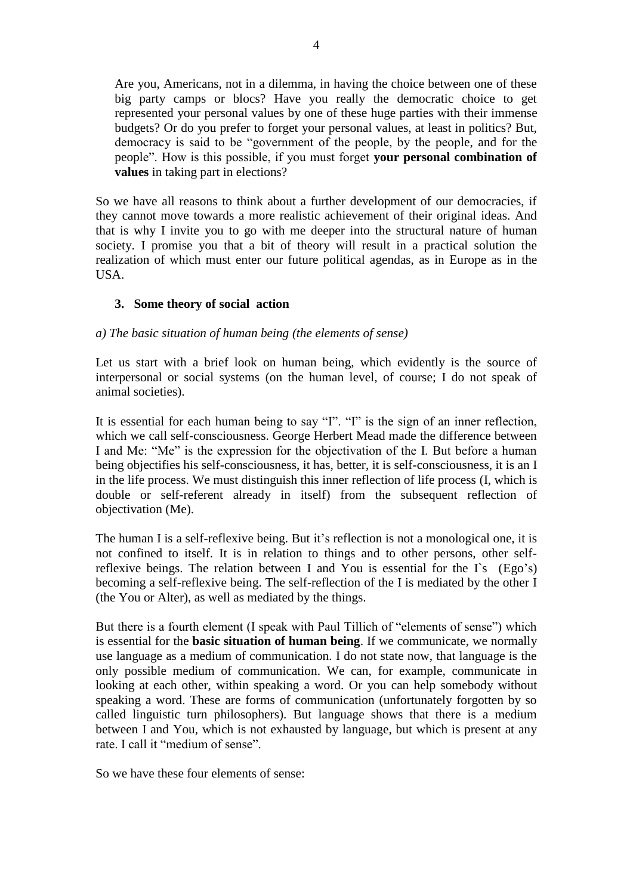Are you, Americans, not in a dilemma, in having the choice between one of these big party camps or blocs? Have you really the democratic choice to get represented your personal values by one of these huge parties with their immense budgets? Or do you prefer to forget your personal values, at least in politics? But, democracy is said to be "government of the people, by the people, and for the people". How is this possible, if you must forget **your personal combination of values** in taking part in elections?

So we have all reasons to think about a further development of our democracies, if they cannot move towards a more realistic achievement of their original ideas. And that is why I invite you to go with me deeper into the structural nature of human society. I promise you that a bit of theory will result in a practical solution the realization of which must enter our future political agendas, as in Europe as in the USA.

## 3. Some theory of social action

### *a) The basic situation of human being (the elements of sense)*

Let us start with a brief look on human being, which evidently is the source of interpersonal or social systems (on the human level, of course; I do not speak of animal societies).

It is essential for each human being to say "I". "I" is the sign of an inner reflection, which we call self-consciousness. George Herbert Mead made the difference between I and Me: "Me" is the expression for the objectivation of the I. But before a human being objectifies his self-consciousness, it has, better, it is self-consciousness, it is an I in the life process. We must distinguish this inner reflection of life process (I, which is double or self-referent already in itself) from the subsequent reflection of objectivation (Me).

The human I is a self-reflexive being. But it's reflection is not a monological one, it is not confined to itself. It is in relation to things and to other persons, other self-reflexive beings. The relation between I and You is essential for the I`s (Ego's) becoming a self-reflexive being. The self-reflection of the I is mediated by the other I (the You or Alter), as well as mediated by the things.

But there is a fourth element (I speak with Paul Tillich of "elements of sense") which is essential for the **basic situation of human being**. If we communicate, we normally use language as a medium of communication. I do not state now, that language is the only possible medium of communication. We can, for example, communicate in looking at each other, within speaking a word. Or you can help somebody without speaking a word. These are forms of communication (unfortunately forgotten by so called linguistic turn philosophers). But language shows that there is a medium between I and You, which is not exhausted by language, but which is present at any rate. I call it "medium of sense".

So we have these four elements of sense: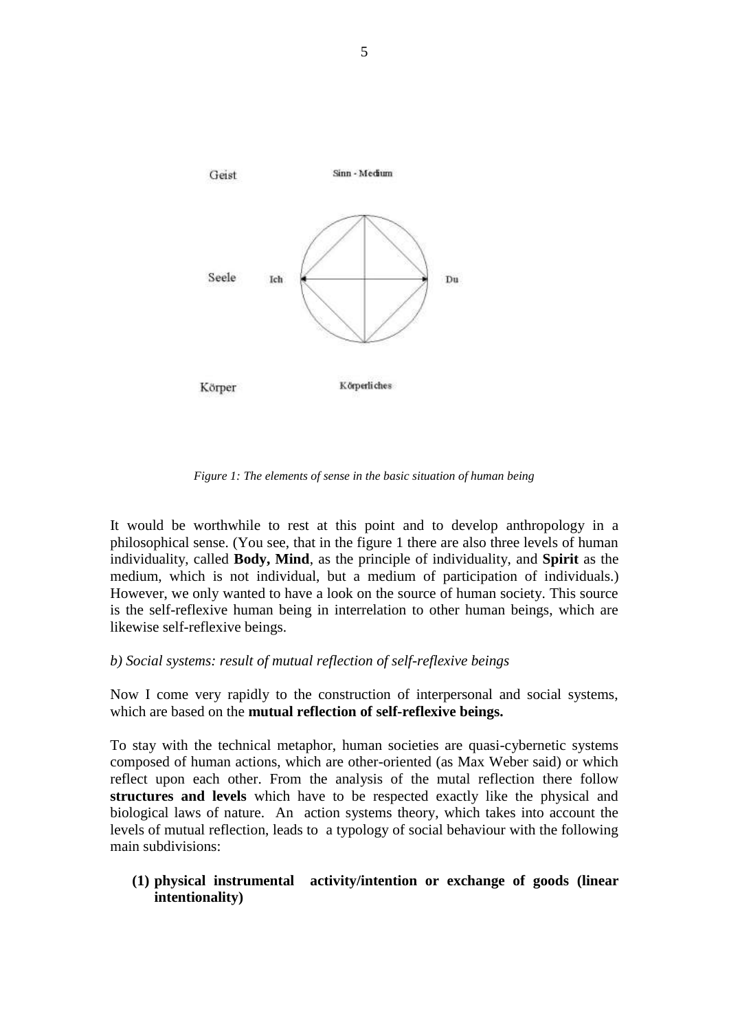Geist Sinn - Medium

Seele Ich Du

Körper Körperliches

*Figure 1: The elements of sense in the basic situation of human being*

It would be worthwhile to rest at this point and to develop anthropology in a philosophical sense. (You see, that in the figure 1 there are also three levels of human individuality, called **Body, Mind**, as the principle of individuality, and **Spirit** as the medium, which is not individual, but a medium of participation of individuals.) However, we only wanted to have a look on the source of human society. This source is the self-reflexive human being in interrelation to other human beings, which are likewise self-reflexive beings.

*b) Social systems: result of mutual reflection of self-reflexive beings*

Now I come very rapidly to the construction of interpersonal and social systems, which are based on the **mutual reflection of self-reflexive beings.**

To stay with the technical metaphor, human societies are quasi-cybernetic systems composed of human actions, which are other-oriented (as Max Weber said) or which reflect upon each other. From the analysis of the mutal reflection there follow **structures and levels** which have to be respected exactly like the physical and biological laws of nature. An action systems theory, which takes into account the levels of mutual reflection, leads to a typology of social behaviour with the following main subdivisions:

**(1) physical instrumental activity/intention or exchange of goods (linear intentionality)**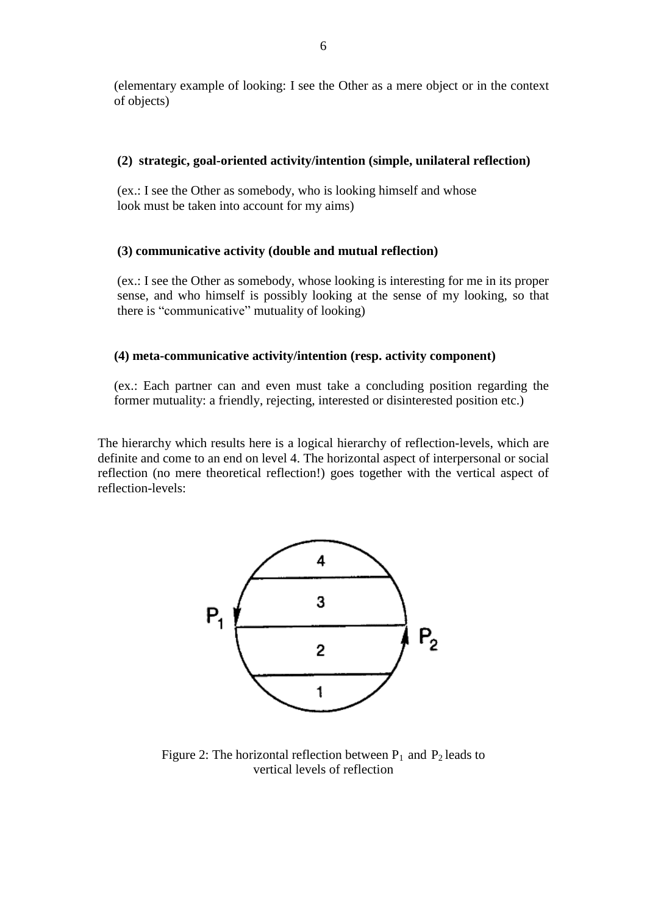(elementary example of looking: I see the Other as a mere object or in the context of objects)

**(2) strategic, goal-oriented activity/intention (simple, unilateral reflection)**

(ex.: I see the Other as somebody, who is looking himself and whose look must be taken into account for my aims)

**(3) communicative activity (double and mutual reflection)**

(ex.: I see the Other as somebody, whose looking is interesting for me in its proper sense, and who himself is possibly looking at the sense of my looking, so that there is "communicative" mutuality of looking)

**(4) meta-communicative activity/intention (resp. activity component)**

(ex.: Each partner can and even must take a concluding position regarding the former mutuality: a friendly, rejecting, interested or disinterested position etc.)

The hierarchy which results here is a logical hierarchy of reflection-levels, which are definite and come to an end on level 4. The horizontal aspect of interpersonal or social reflection (no mere theoretical reflection!) goes together with the vertical aspect of reflection-levels:

Figure 2: The horizontal reflection between $P_1$ and $P_2$ leads to vertical levels of reflection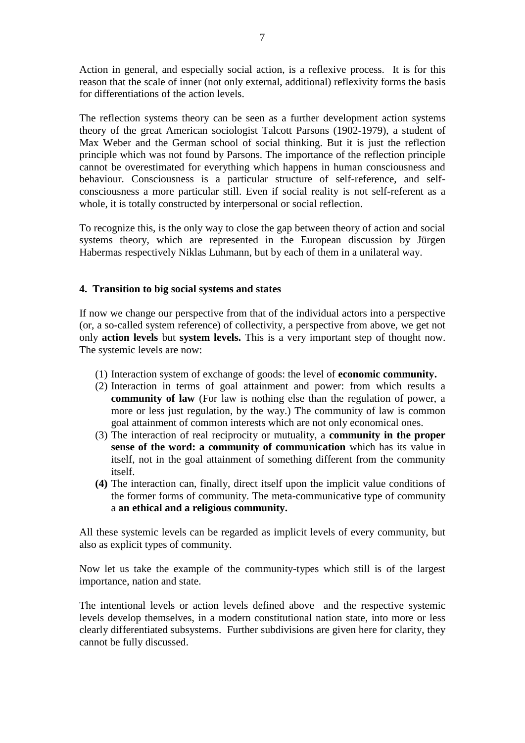Action in general, and especially social action, is a reflexive process. It is for this reason that the scale of inner (not only external, additional) reflexivity forms the basis for differentiations of the action levels.

The reflection systems theory can be seen as a further development action systems theory of the great American sociologist Talcott Parsons (1902-1979), a student of Max Weber and the German school of social thinking. But it is just the reflection principle which was not found by Parsons. The importance of the reflection principle cannot be overestimated for everything which happens in human consciousness and behaviour. Consciousness is a particular structure of self-reference, and self-consciousness a more particular still. Even if social reality is not self-referent as a whole, it is totally constructed by interpersonal or social reflection.

To recognize this, is the only way to close the gap between theory of action and social systems theory, which are represented in the European discussion by Jürgen Habermas respectively Niklas Luhmann, but by each of them in a unilateral way.

#### 4. Transition to big social systems and states

If now we change our perspective from that of the individual actors into a perspective (or, a so-called system reference) of collectivity, a perspective from above, we get not only **action levels** but **system levels.** This is a very important step of thought now. The systemic levels are now:

(1) Interaction system of exchange of goods: the level of **economic community.**
(2) Interaction in terms of goal attainment and power: from which results a **community of law** (For law is nothing else than the regulation of power, a more or less just regulation, by the way.) The community of law is common goal attainment of common interests which are not only economical ones.
(3) The interaction of real reciprocity or mutuality, a **community in the proper sense of the word: a community of communication** which has its value in itself, not in the goal attainment of something different from the community itself.
**(4)** The interaction can, finally, direct itself upon the implicit value conditions of the former forms of community. The meta-communicative type of community a **an ethical and a religious community.**

All these systemic levels can be regarded as implicit levels of every community, but also as explicit types of community.

Now let us take the example of the community-types which still is of the largest importance, nation and state.

The intentional levels or action levels defined above and the respective systemic levels develop themselves, in a modern constitutional nation state, into more or less clearly differentiated subsystems. Further subdivisions are given here for clarity, they cannot be fully discussed.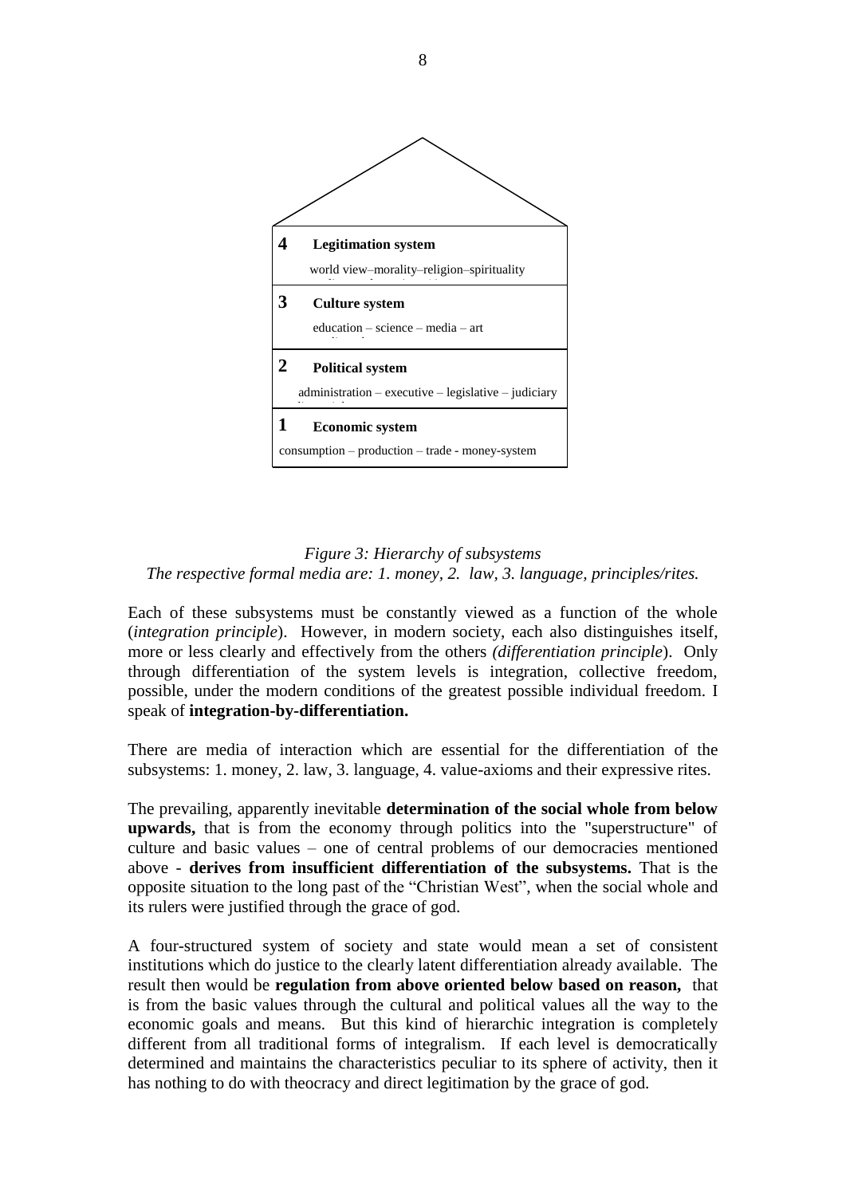**4** **Legitimation system**

world view–morality–religion–spirituality

**3** **Culture system**

education – science – media – art

**2** **Political system**

administration – executive – legislative – judiciary

**1** **Economic system**

consumption – production – trade - money-system

*Figure 3: Hierarchy of subsystems*
*The respective formal media are: 1. money, 2. law, 3. language, principles/rites.*

Each of these subsystems must be constantly viewed as a function of the whole (*integration principle*). However, in modern society, each also distinguishes itself, more or less clearly and effectively from the others *(differentiation principle*). Only through differentiation of the system levels is integration, collective freedom, possible, under the modern conditions of the greatest possible individual freedom. I speak of **integration-by-differentiation.**

There are media of interaction which are essential for the differentiation of the subsystems: 1. money, 2. law, 3. language, 4. value-axioms and their expressive rites.

The prevailing, apparently inevitable **determination of the social whole from below upwards,** that is from the economy through politics into the "superstructure" of culture and basic values – one of central problems of our democracies mentioned above - **derives from insufficient differentiation of the subsystems.** That is the opposite situation to the long past of the "Christian West", when the social whole and its rulers were justified through the grace of god.

A four-structured system of society and state would mean a set of consistent institutions which do justice to the clearly latent differentiation already available. The result then would be **regulation from above oriented below based on reason,** that is from the basic values through the cultural and political values all the way to the economic goals and means. But this kind of hierarchic integration is completely different from all traditional forms of integralism. If each level is democratically determined and maintains the characteristics peculiar to its sphere of activity, then it has nothing to do with theocracy and direct legitimation by the grace of god.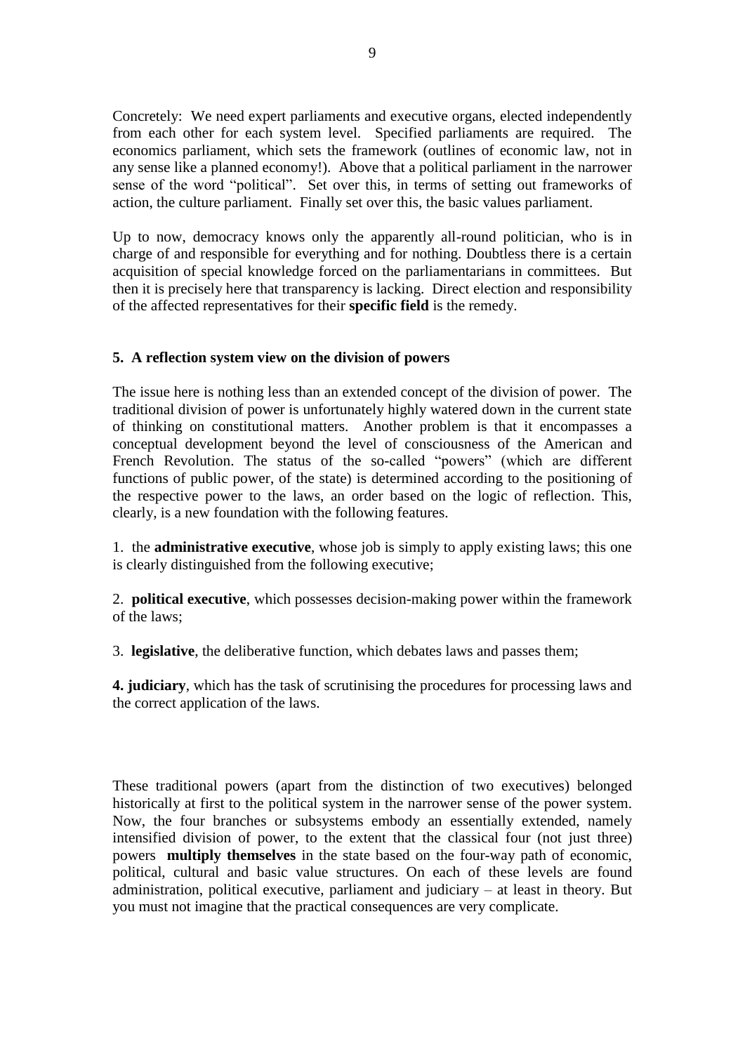Concretely: We need expert parliaments and executive organs, elected independently from each other for each system level. Specified parliaments are required. The economics parliament, which sets the framework (outlines of economic law, not in any sense like a planned economy!). Above that a political parliament in the narrower sense of the word "political". Set over this, in terms of setting out frameworks of action, the culture parliament. Finally set over this, the basic values parliament.

Up to now, democracy knows only the apparently all-round politician, who is in charge of and responsible for everything and for nothing. Doubtless there is a certain acquisition of special knowledge forced on the parliamentarians in committees. But then it is precisely here that transparency is lacking. Direct election and responsibility of the affected representatives for their **specific field** is the remedy.

### 5. A reflection system view on the division of powers

The issue here is nothing less than an extended concept of the division of power. The traditional division of power is unfortunately highly watered down in the current state of thinking on constitutional matters. Another problem is that it encompasses a conceptual development beyond the level of consciousness of the American and French Revolution. The status of the so-called "powers" (which are different functions of public power, of the state) is determined according to the positioning of the respective power to the laws, an order based on the logic of reflection. This, clearly, is a new foundation with the following features.

1. the **administrative executive**, whose job is simply to apply existing laws; this one is clearly distinguished from the following executive;

2. **political executive**, which possesses decision-making power within the framework of the laws;

3. **legislative**, the deliberative function, which debates laws and passes them;

**4. judiciary**, which has the task of scrutinising the procedures for processing laws and the correct application of the laws.

These traditional powers (apart from the distinction of two executives) belonged historically at first to the political system in the narrower sense of the power system. Now, the four branches or subsystems embody an essentially extended, namely intensified division of power, to the extent that the classical four (not just three) powers **multiply themselves** in the state based on the four-way path of economic, political, cultural and basic value structures. On each of these levels are found administration, political executive, parliament and judiciary – at least in theory. But you must not imagine that the practical consequences are very complicate.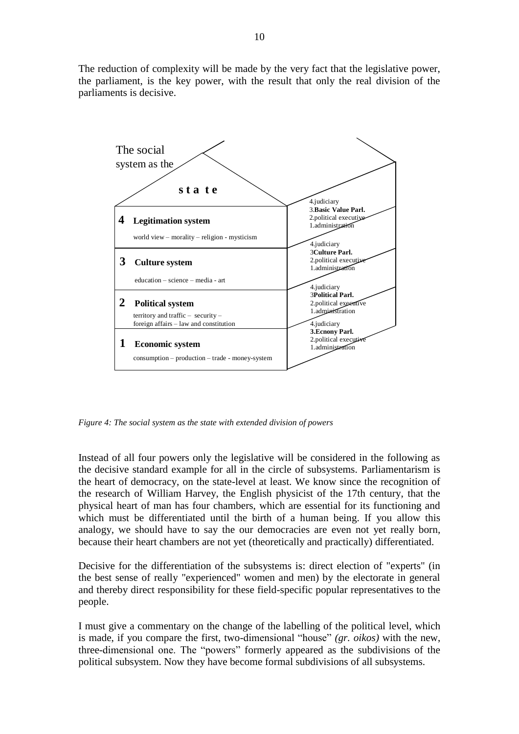The reduction of complexity will be made by the very fact that the legislative power, the parliament, is the key power, with the result that only the real division of the parliaments is decisive.

The social system as the

**s t a t e**

**4 Legitimation system**

world view – morality – religion - mysticism

**3 Culture system**

education – science – media - art

**2 Political system**

territory and traffic – security – foreign affairs – law and constitution

**1 Economic system**

consumption – production – trade - money-system

4.judiciary
3.**Basic Value Parl.**
2.political executive
1.administration

4.judiciary
3**Culture Parl.**
2.political executive
1.administration

4.judiciary
3**Political Parl.**
2.political executive
1.administration

4.judiciary
**3.Ecnony Parl.**
2.political executive
1.administration

*Figure 4: The social system as the state with extended division of powers*

Instead of all four powers only the legislative will be considered in the following as the decisive standard example for all in the circle of subsystems. Parliamentarism is the heart of democracy, on the state-level at least. We know since the recognition of the research of William Harvey, the English physicist of the 17th century, that the physical heart of man has four chambers, which are essential for its functioning and which must be differentiated until the birth of a human being. If you allow this analogy, we should have to say the our democracies are even not yet really born, because their heart chambers are not yet (theoretically and practically) differentiated.

Decisive for the differentiation of the subsystems is: direct election of "experts" (in the best sense of really "experienced" women and men) by the electorate in general and thereby direct responsibility for these field-specific popular representatives to the people.

I must give a commentary on the change of the labelling of the political level, which is made, if you compare the first, two-dimensional "house" *(gr. oikos)* with the new, three-dimensional one. The "powers" formerly appeared as the subdivisions of the political subsystem. Now they have become formal subdivisions of all subsystems.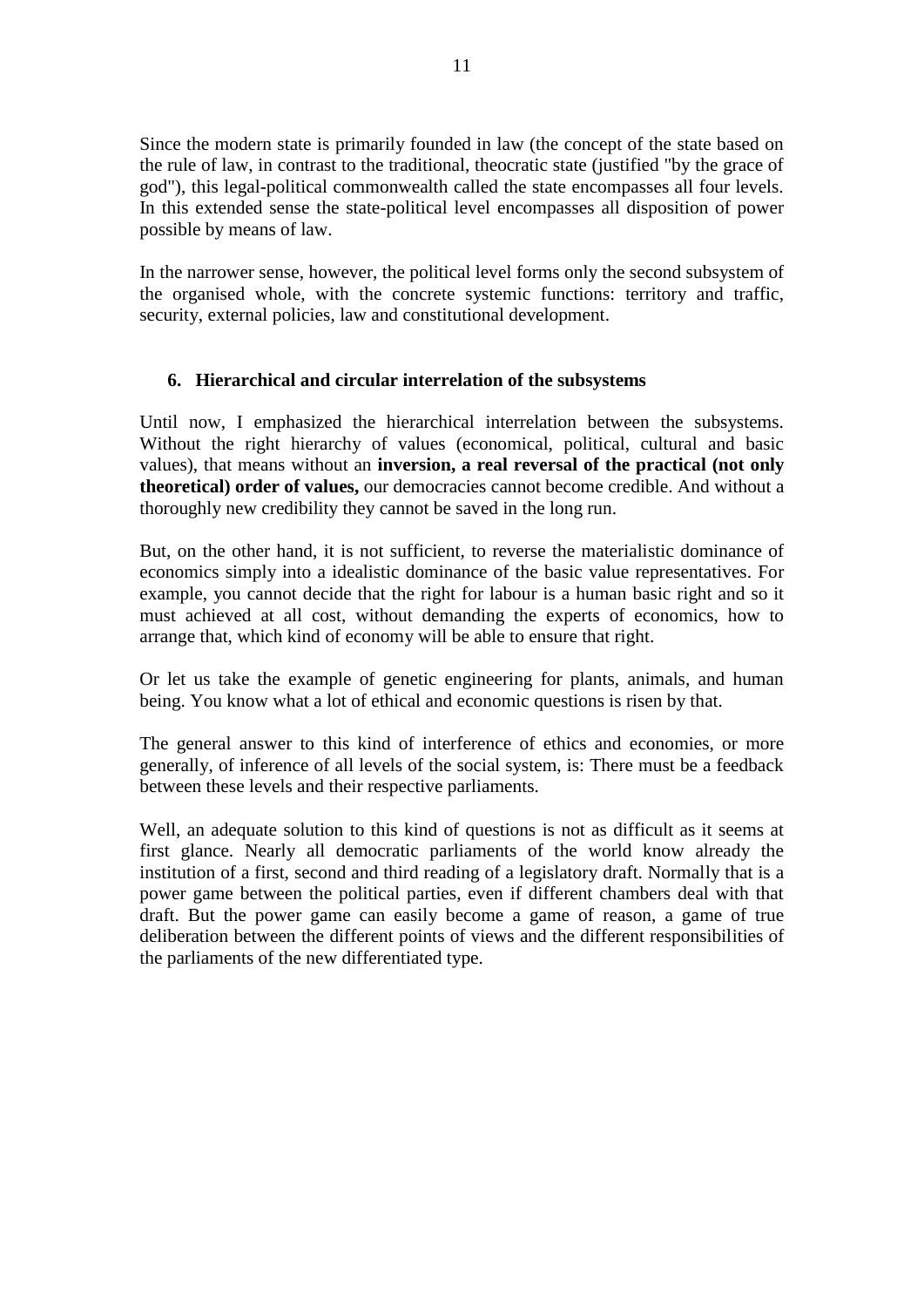Since the modern state is primarily founded in law (the concept of the state based on the rule of law, in contrast to the traditional, theocratic state (justified "by the grace of god"), this legal-political commonwealth called the state encompasses all four levels. In this extended sense the state-political level encompasses all disposition of power possible by means of law.

In the narrower sense, however, the political level forms only the second subsystem of the organised whole, with the concrete systemic functions: territory and traffic, security, external policies, law and constitutional development.

## 6. Hierarchical and circular interrelation of the subsystems

Until now, I emphasized the hierarchical interrelation between the subsystems. Without the right hierarchy of values (economical, political, cultural and basic values), that means without an **inversion, a real reversal of the practical (not only theoretical) order of values,** our democracies cannot become credible. And without a thoroughly new credibility they cannot be saved in the long run.

But, on the other hand, it is not sufficient, to reverse the materialistic dominance of economics simply into a idealistic dominance of the basic value representatives. For example, you cannot decide that the right for labour is a human basic right and so it must achieved at all cost, without demanding the experts of economics, how to arrange that, which kind of economy will be able to ensure that right.

Or let us take the example of genetic engineering for plants, animals, and human being. You know what a lot of ethical and economic questions is risen by that.

The general answer to this kind of interference of ethics and economies, or more generally, of inference of all levels of the social system, is: There must be a feedback between these levels and their respective parliaments.

Well, an adequate solution to this kind of questions is not as difficult as it seems at first glance. Nearly all democratic parliaments of the world know already the institution of a first, second and third reading of a legislatory draft. Normally that is a power game between the political parties, even if different chambers deal with that draft. But the power game can easily become a game of reason, a game of true deliberation between the different points of views and the different responsibilities of the parliaments of the new differentiated type.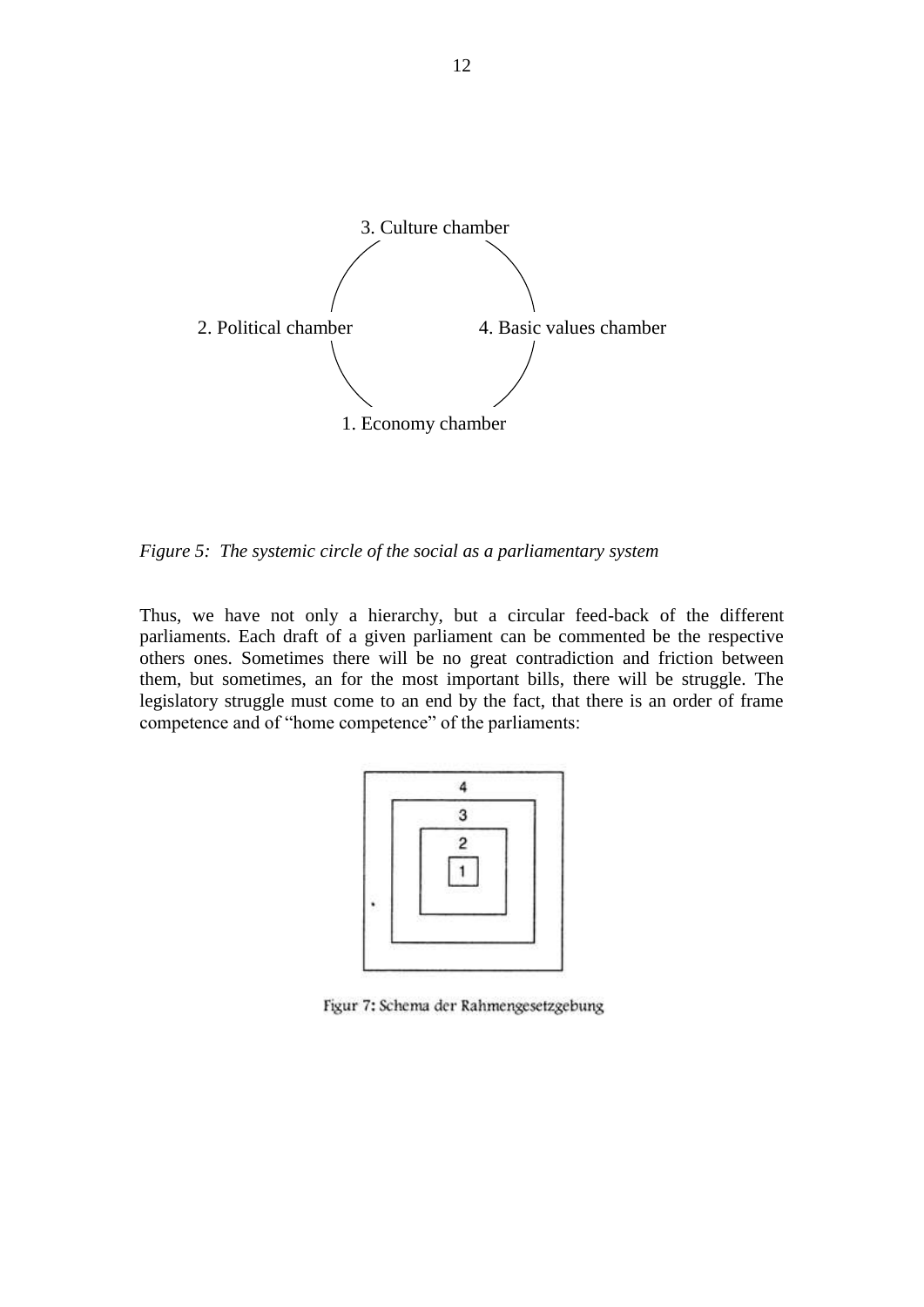3. Culture chamber

2. Political chamber

4. Basic values chamber

1. Economy chamber

*Figure 5: The systemic circle of the social as a parliamentary system*

Thus, we have not only a hierarchy, but a circular feed-back of the different parliaments. Each draft of a given parliament can be commented be the respective others ones. Sometimes there will be no great contradiction and friction between them, but sometimes, an for the most important bills, there will be struggle. The legislatory struggle must come to an end by the fact, that there is an order of frame competence and of "home competence" of the parliaments:

4

3

2

1

Figur 7: Schema der Rahmengesetzgebung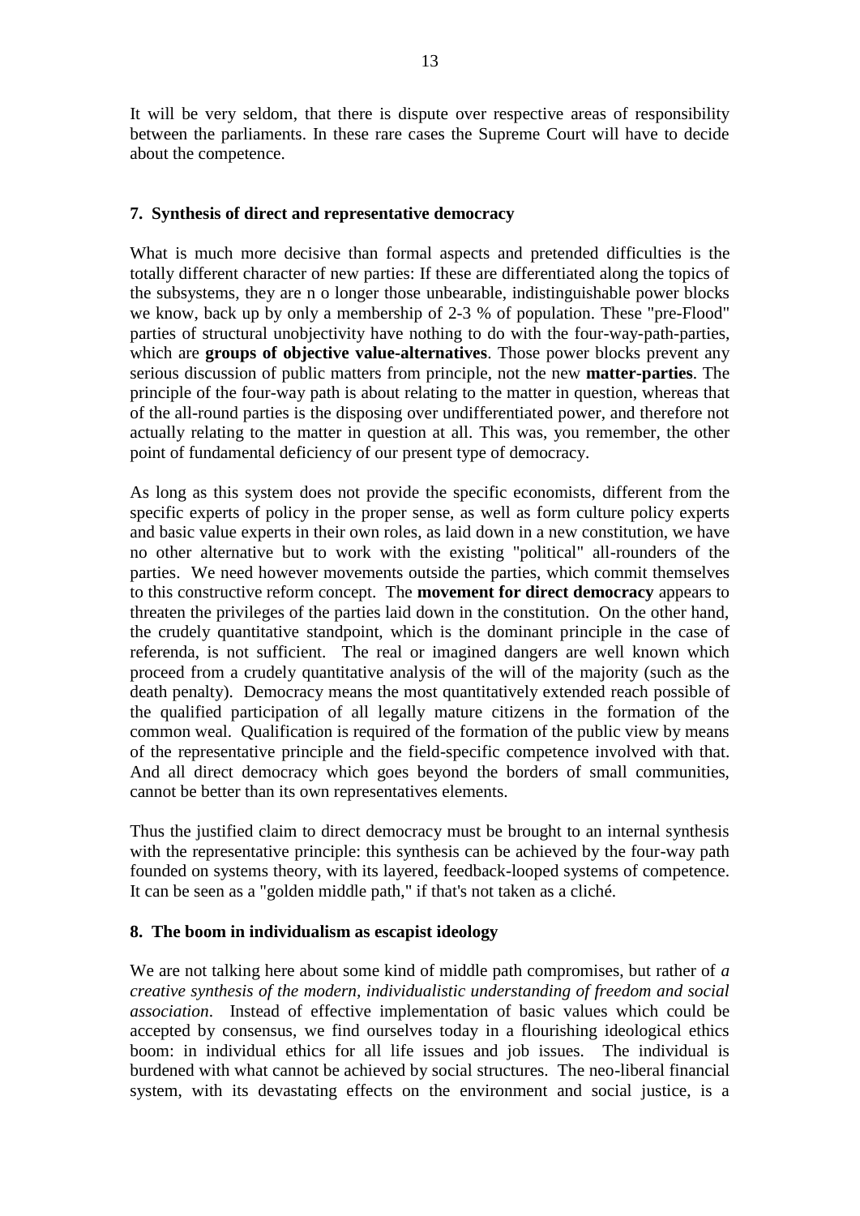It will be very seldom, that there is dispute over respective areas of responsibility between the parliaments. In these rare cases the Supreme Court will have to decide about the competence.

## 7. Synthesis of direct and representative democracy

What is much more decisive than formal aspects and pretended difficulties is the totally different character of new parties: If these are differentiated along the topics of the subsystems, they are n o longer those unbearable, indistinguishable power blocks we know, back up by only a membership of 2-3 % of population. These "pre-Flood" parties of structural unobjectivity have nothing to do with the four-way-path-parties, which are **groups of objective value-alternatives**. Those power blocks prevent any serious discussion of public matters from principle, not the new **matter-parties**. The principle of the four-way path is about relating to the matter in question, whereas that of the all-round parties is the disposing over undifferentiated power, and therefore not actually relating to the matter in question at all. This was, you remember, the other point of fundamental deficiency of our present type of democracy.

As long as this system does not provide the specific economists, different from the specific experts of policy in the proper sense, as well as form culture policy experts and basic value experts in their own roles, as laid down in a new constitution, we have no other alternative but to work with the existing "political" all-rounders of the parties. We need however movements outside the parties, which commit themselves to this constructive reform concept. The **movement for direct democracy** appears to threaten the privileges of the parties laid down in the constitution. On the other hand, the crudely quantitative standpoint, which is the dominant principle in the case of referenda, is not sufficient. The real or imagined dangers are well known which proceed from a crudely quantitative analysis of the will of the majority (such as the death penalty). Democracy means the most quantitatively extended reach possible of the qualified participation of all legally mature citizens in the formation of the common weal. Qualification is required of the formation of the public view by means of the representative principle and the field-specific competence involved with that. And all direct democracy which goes beyond the borders of small communities, cannot be better than its own representatives elements.

Thus the justified claim to direct democracy must be brought to an internal synthesis with the representative principle: this synthesis can be achieved by the four-way path founded on systems theory, with its layered, feedback-looped systems of competence. It can be seen as a "golden middle path," if that's not taken as a cliché.

## 8. The boom in individualism as escapist ideology

We are not talking here about some kind of middle path compromises, but rather of *a creative synthesis of the modern, individualistic understanding of freedom and social association*. Instead of effective implementation of basic values which could be accepted by consensus, we find ourselves today in a flourishing ideological ethics boom: in individual ethics for all life issues and job issues. The individual is burdened with what cannot be achieved by social structures. The neo-liberal financial system, with its devastating effects on the environment and social justice, is a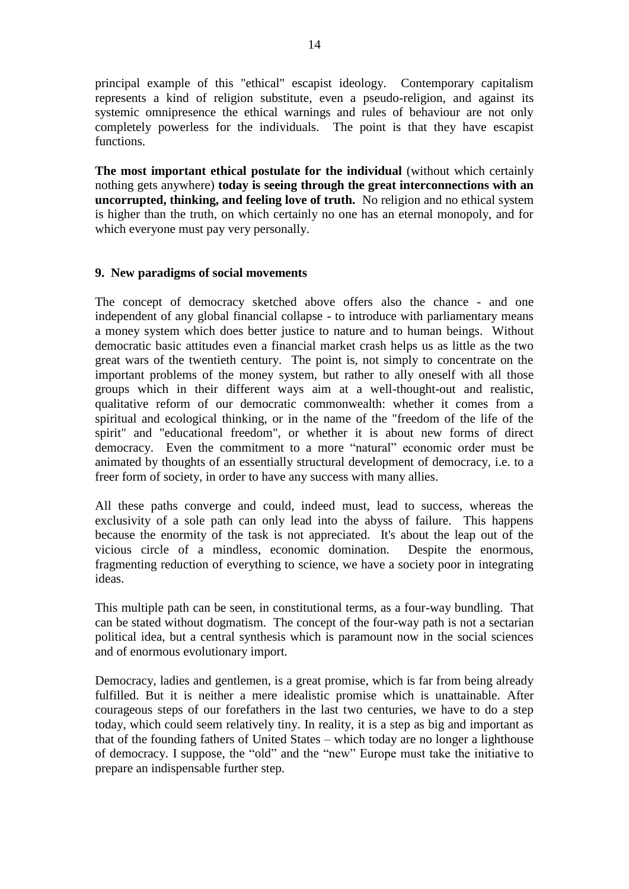principal example of this "ethical" escapist ideology. Contemporary capitalism represents a kind of religion substitute, even a pseudo-religion, and against its systemic omnipresence the ethical warnings and rules of behaviour are not only completely powerless for the individuals. The point is that they have escapist functions.

**The most important ethical postulate for the individual** (without which certainly nothing gets anywhere) **today is seeing through the great interconnections with an uncorrupted, thinking, and feeling love of truth.** No religion and no ethical system is higher than the truth, on which certainly no one has an eternal monopoly, and for which everyone must pay very personally.

## 9. New paradigms of social movements

The concept of democracy sketched above offers also the chance - and one independent of any global financial collapse - to introduce with parliamentary means a money system which does better justice to nature and to human beings. Without democratic basic attitudes even a financial market crash helps us as little as the two great wars of the twentieth century. The point is, not simply to concentrate on the important problems of the money system, but rather to ally oneself with all those groups which in their different ways aim at a well-thought-out and realistic, qualitative reform of our democratic commonwealth: whether it comes from a spiritual and ecological thinking, or in the name of the "freedom of the life of the spirit" and "educational freedom", or whether it is about new forms of direct democracy. Even the commitment to a more “natural” economic order must be animated by thoughts of an essentially structural development of democracy, i.e. to a freer form of society, in order to have any success with many allies.

All these paths converge and could, indeed must, lead to success, whereas the exclusivity of a sole path can only lead into the abyss of failure. This happens because the enormity of the task is not appreciated. It's about the leap out of the vicious circle of a mindless, economic domination. Despite the enormous, fragmenting reduction of everything to science, we have a society poor in integrating ideas.

This multiple path can be seen, in constitutional terms, as a four-way bundling. That can be stated without dogmatism. The concept of the four-way path is not a sectarian political idea, but a central synthesis which is paramount now in the social sciences and of enormous evolutionary import.

Democracy, ladies and gentlemen, is a great promise, which is far from being already fulfilled. But it is neither a mere idealistic promise which is unattainable. After courageous steps of our forefathers in the last two centuries, we have to do a step today, which could seem relatively tiny. In reality, it is a step as big and important as that of the founding fathers of United States – which today are no longer a lighthouse of democracy. I suppose, the “old” and the “new” Europe must take the initiative to prepare an indispensable further step.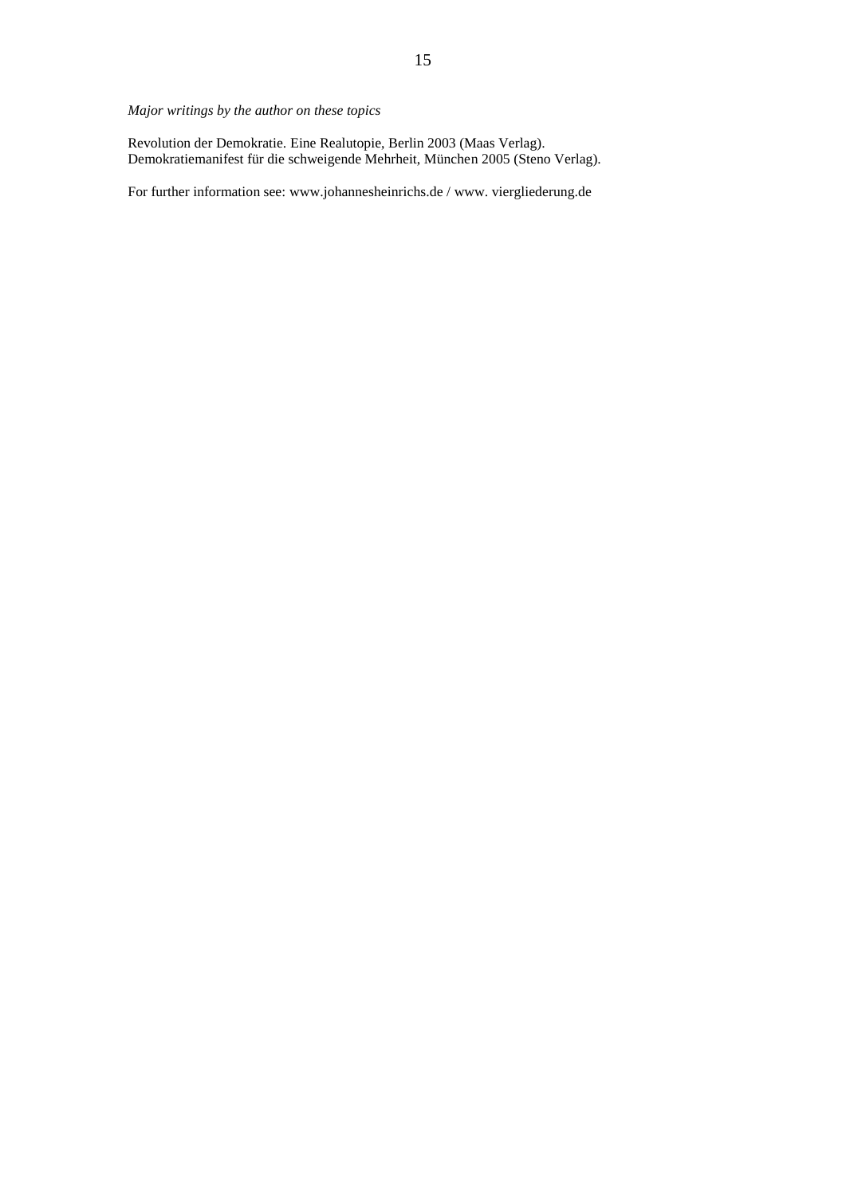*Major writings by the author on these topics*

Revolution der Demokratie. Eine Realutopie, Berlin 2003 (Maas Verlag).
Demokratiemanifest für die schweigende Mehrheit, München 2005 (Steno Verlag).

For further information see: www.johannesheinrichs.de / www. viergliederung.de